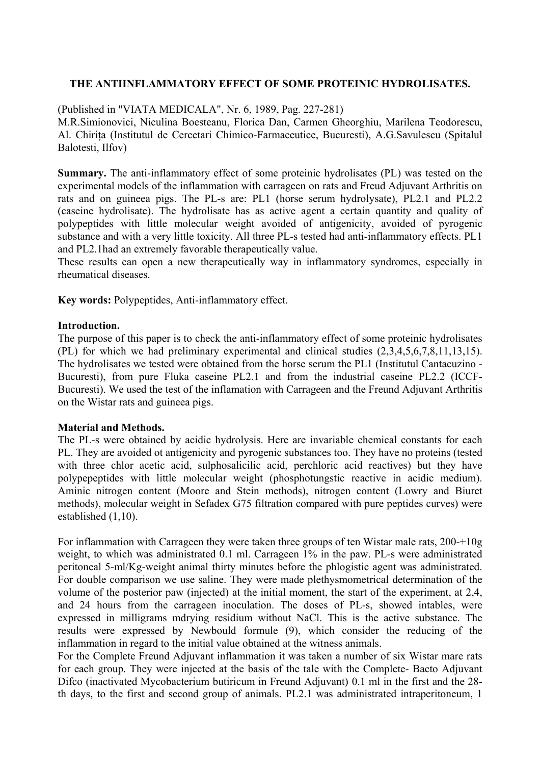**THE ANTIINFLAMMATORY EFFECT OF SOME PROTEINIC HYDROLISATES.**

(Published in "VIATA MEDICALA", Nr. 6, 1989, Pag. 227-281)

M.R.Simionovici, Niculina Boesteanu, Florica Dan, Carmen Gheorghiu, Marilena Teodorescu, Al. Chirița (Institutul de Cercetari Chimico-Farmaceutice, Bucuresti), A.G.Savulescu (Spitalul Balotesti, Ilfov)

**Summary.** The anti-inflammatory effect of some proteinic hydrolisates (PL) was tested on the experimental models of the inflammation with carrageen on rats and Freud Adjuvant Arthritis on rats and on guineea pigs. The PL-s are: PL1 (horse serum hydrolysate), PL2.1 and PL2.2 (caseine hydrolisate). The hydrolisate has as active agent a certain quantity and quality of polypeptides with little molecular weight avoided of antigenicity, avoided of pyrogenic substance and with a very little toxicity. All three PL-s tested had anti-inflammatory effects. PL1 and PL2.1had an extremely favorable therapeutically value.

These results can open a new therapeutically way in inflammatory syndromes, especially in rheumatical diseases.

**Key words:** Polypeptides, Anti-inflammatory effect.

**Introduction.**

The purpose of this paper is to check the anti-inflammatory effect of some proteinic hydrolisates (PL) for which we had preliminary experimental and clinical studies (2,3,4,5,6,7,8,11,13,15). The hydrolisates we tested were obtained from the horse serum the PL1 (Institutul Cantacuzino - Bucuresti), from pure Fluka caseine PL2.1 and from the industrial caseine PL2.2 (ICCF-Bucuresti). We used the test of the inflamation with Carrageen and the Freund Adjuvant Arthritis on the Wistar rats and guineea pigs.

**Material and Methods.**

The PL-s were obtained by acidic hydrolysis. Here are invariable chemical constants for each PL. They are avoided ot antigenicity and pyrogenic substances too. They have no proteins (tested with three chlor acetic acid, sulphosalicilic acid, perchloric acid reactives) but they have polypepeptides with little molecular weight (phosphotungstic reactive in acidic medium). Aminic nitrogen content (Moore and Stein methods), nitrogen content (Lowry and Biuret methods), molecular weight in Sefadex G75 filtration compared with pure peptides curves) were established (1,10).

For inflammation with Carrageen they were taken three groups of ten Wistar male rats, 200-+10g weight, to which was administrated 0.1 ml. Carrageen 1% in the paw. PL-s were administrated peritoneal 5-ml/Kg-weight animal thirty minutes before the phlogistic agent was administrated. For double comparison we use saline. They were made plethysmometrical determination of the volume of the posterior paw (injected) at the initial moment, the start of the experiment, at 2,4, and 24 hours from the carrageen inoculation. The doses of PL-s, showed intables, were expressed in milligrams mdrying residium without NaCl. This is the active substance. The results were expressed by Newbould formule (9), which consider the reducing of the inflammation in regard to the initial value obtained at the witness animals.

For the Complete Freund Adjuvant inflammation it was taken a number of six Wistar mare rats for each group. They were injected at the basis of the tale with the Complete- Bacto Adjuvant Difco (inactivated Mycobacterium butiricum in Freund Adjuvant) 0.1 ml in the first and the 28-th days, to the first and second group of animals. PL2.1 was administrated intraperitoneum, 1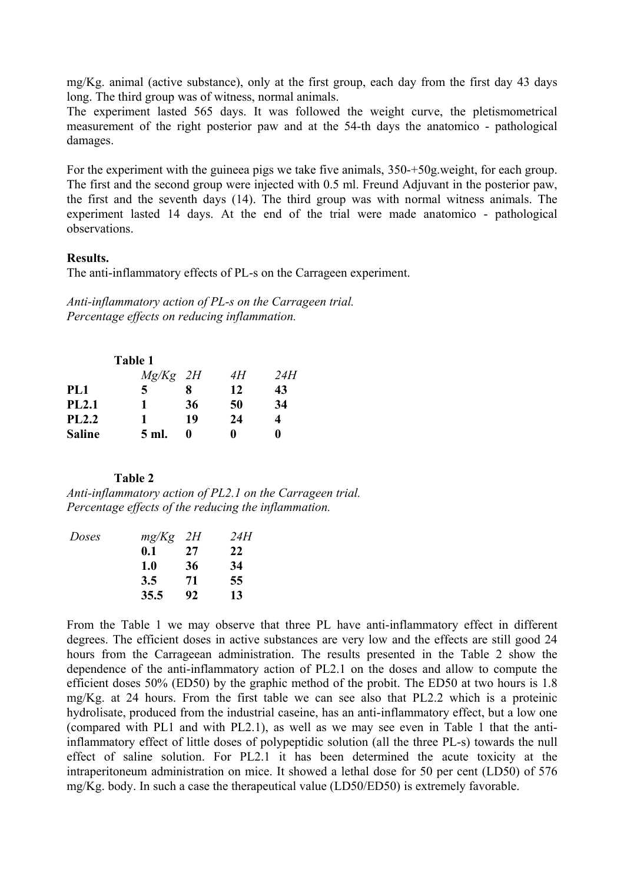mg/Kg. animal (active substance), only at the first group, each day from the first day 43 days long. The third group was of witness, normal animals.
The experiment lasted 565 days. It was followed the weight curve, the pletismometrical measurement of the right posterior paw and at the 54-th days the anatomico - pathological damages.

For the experiment with the guineea pigs we take five animals, 350-+50g.weight, for each group. The first and the second group were injected with 0.5 ml. Freund Adjuvant in the posterior paw, the first and the seventh days (14). The third group was with normal witness animals. The experiment lasted 14 days. At the end of the trial were made anatomico - pathological observations.

**Results.**
The anti-inflammatory effects of PL-s on the Carrageen experiment.

*Anti-inflammatory action of PL-s on the Carrageen trial.*
*Percentage effects on reducing inflammation.*

**Table 1**

| | *Mg/Kg* | *2H* | *4H* | *24H* |
|---|---|---|---|---|
| **PL1** | **5** | **8** | **12** | **43** |
| **PL2.1** | **1** | **36** | **50** | **34** |
| **PL2.2** | **1** | **19** | **24** | **4** |
| **Saline** | **5 ml.** | **0** | **0** | **0** |

**Table 2**
*Anti-inflammatory action of PL2.1 on the Carrageen trial.*
*Percentage effects of the reducing the inflammation.*

| *Doses* | *mg/Kg* | *2H* | *24H* |
|---|---|---|---|
| | **0.1** | **27** | **22** |
| | **1.0** | **36** | **34** |
| | **3.5** | **71** | **55** |
| | **35.5** | **92** | **13** |

From the Table 1 we may observe that three PL have anti-inflammatory effect in different degrees. The efficient doses in active substances are very low and the effects are still good 24 hours from the Carrageean administration. The results presented in the Table 2 show the dependence of the anti-inflammatory action of PL2.1 on the doses and allow to compute the efficient doses 50% (ED50) by the graphic method of the probit. The ED50 at two hours is 1.8 mg/Kg. at 24 hours. From the first table we can see also that PL2.2 which is a proteinic hydrolisate, produced from the industrial caseine, has an anti-inflammatory effect, but a low one (compared with PL1 and with PL2.1), as well as we may see even in Table 1 that the anti-inflammatory effect of little doses of polypeptidic solution (all the three PL-s) towards the null effect of saline solution. For PL2.1 it has been determined the acute toxicity at the intraperitoneum administration on mice. It showed a lethal dose for 50 per cent (LD50) of 576 mg/Kg. body. In such a case the therapeutical value (LD50/ED50) is extremely favorable.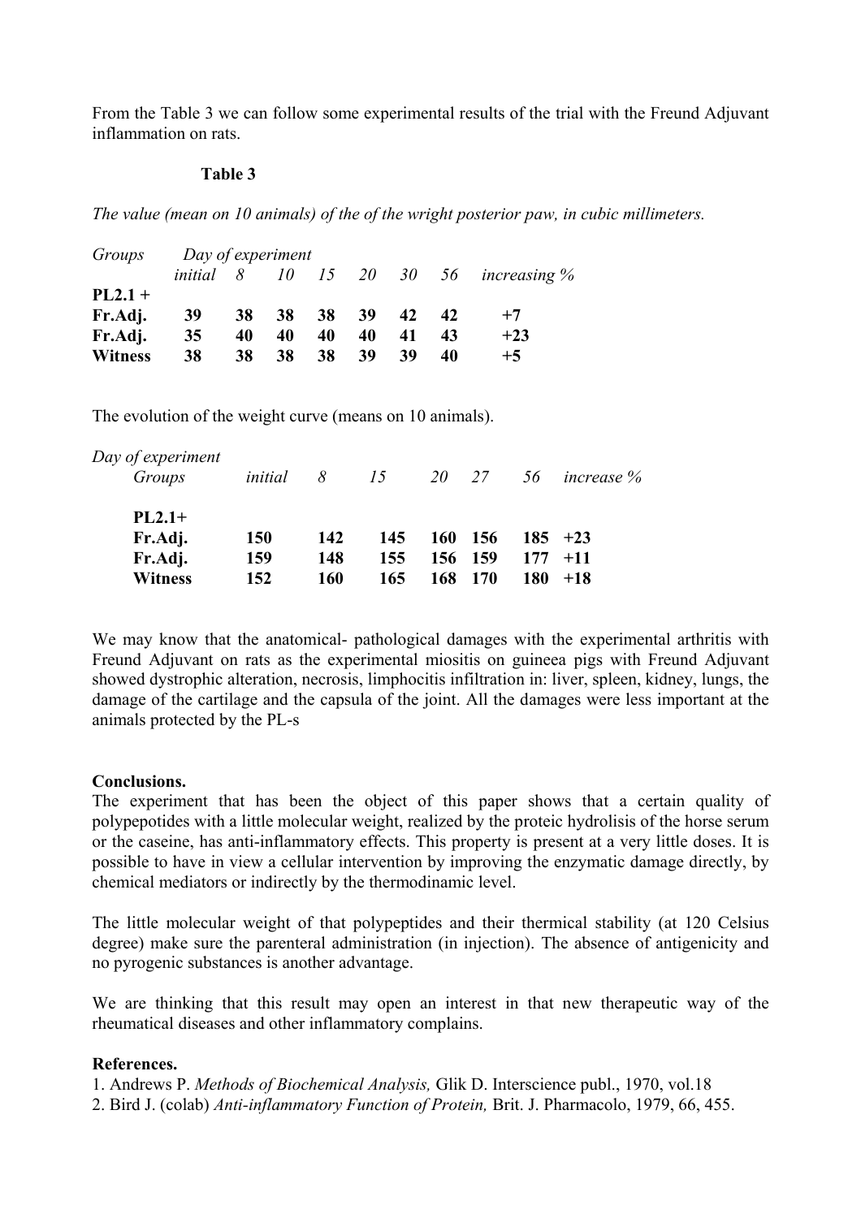From the Table 3 we can follow some experimental results of the trial with the Freund Adjuvant inflammation on rats.

**Table 3**

*The value (mean on 10 animals) of the of the wright posterior paw, in cubic millimeters.*

| *Groups* | *Day of experiment* | | | | | | | |
|---|---|---|---|---|---|---|---|---|
| | *initial* | *8* | *10* | *15* | *20* | *30* | *56* | *increasing %* |
| **PL2.1 + Fr.Adj.** | **39** | **38** | **38** | **38** | **39** | **42** | **42** | **+7** |
| **Fr.Adj.** | **35** | **40** | **40** | **40** | **40** | **41** | **43** | **+23** |
| **Witness** | **38** | **38** | **38** | **38** | **39** | **39** | **40** | **+5** |

The evolution of the weight curve (means on 10 animals).

| *Day of experiment* *Groups* | *initial* | *8* | *15* | *20* | *27* | *56* | *increase %* |
|---|---|---|---|---|---|---|---|
| **PL2.1+ Fr.Adj.** | **150** | **142** | **145** | **160** | **156** | **185** | **+23** |
| **Fr.Adj.** | **159** | **148** | **155** | **156** | **159** | **177** | **+11** |
| **Witness** | **152** | **160** | **165** | **168** | **170** | **180** | **+18** |

We may know that the anatomical- pathological damages with the experimental arthritis with Freund Adjuvant on rats as the experimental miositis on guineea pigs with Freund Adjuvant showed dystrophic alteration, necrosis, limphocitis infiltration in: liver, spleen, kidney, lungs, the damage of the cartilage and the capsula of the joint. All the damages were less important at the animals protected by the PL-s

**Conclusions.**

The experiment that has been the object of this paper shows that a certain quality of polypepotides with a little molecular weight, realized by the proteic hydrolisis of the horse serum or the caseine, has anti-inflammatory effects. This property is present at a very little doses. It is possible to have in view a cellular intervention by improving the enzymatic damage directly, by chemical mediators or indirectly by the thermodinamic level.

The little molecular weight of that polypeptides and their thermical stability (at 120 Celsius degree) make sure the parenteral administration (in injection). The absence of antigenicity and no pyrogenic substances is another advantage.

We are thinking that this result may open an interest in that new therapeutic way of the rheumatical diseases and other inflammatory complains.

**References.**

1. Andrews P. *Methods of Biochemical Analysis,* Glik D. Interscience publ., 1970, vol.18
2. Bird J. (colab) *Anti-inflammatory Function of Protein,* Brit. J. Pharmacolo, 1979, 66, 455.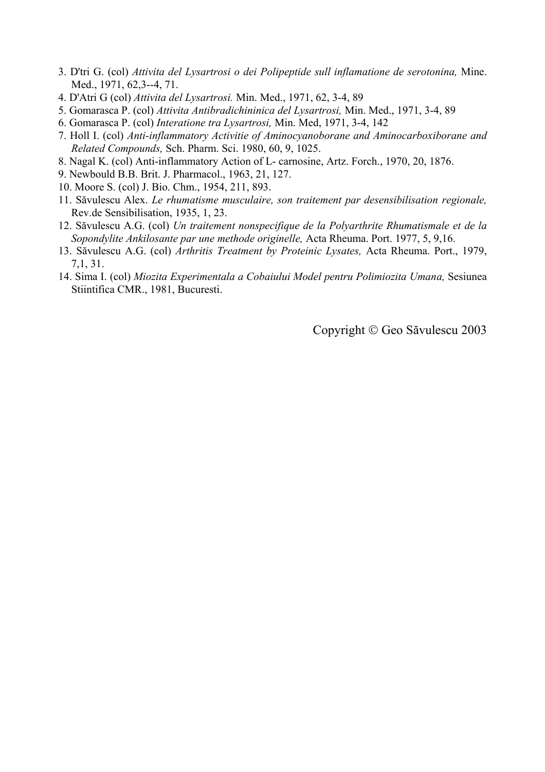3. D'tri G. (col) *Attivita del Lysartrosi o dei Polipeptide sull inflamatione de serotonina,* Mine. Med., 1971, 62,3--4, 71.
4. D'Atri G (col) *Attivita del Lysartrosi.* Min. Med., 1971, 62, 3-4, 89
5. Gomarasca P. (col) *Attivita Antibradichininica del Lysartrosi,* Min. Med., 1971, 3-4, 89
6. Gomarasca P. (col) *Interatione tra Lysartrosi,* Min. Med, 1971, 3-4, 142
7. Holl I. (col) *Anti-inflammatory Activitie of Aminocyanoborane and Aminocarboxiborane and Related Compounds,* Sch. Pharm. Sci. 1980, 60, 9, 1025.
8. Nagal K. (col) Anti-inflammatory Action of L- carnosine, Artz. Forch., 1970, 20, 1876.
9. Newbould B.B. Brit. J. Pharmacol., 1963, 21, 127.
10. Moore S. (col) J. Bio. Chm., 1954, 211, 893.
11. Săvulescu Alex. *Le rhumatisme musculaire, son traitement par desensibilisation regionale,* Rev.de Sensibilisation, 1935, 1, 23.
12. Săvulescu A.G. (col) *Un traitement nonspecifique de la Polyarthrite Rhumatismale et de la Sopondylite Ankilosante par une methode originelle,* Acta Rheuma. Port. 1977, 5, 9,16.
13. Săvulescu A.G. (col) *Arthritis Treatment by Proteinic Lysates,* Acta Rheuma. Port., 1979, 7,1, 31.
14. Sima I. (col) *Miozita Experimentala a Cobaiului Model pentru Polimiozita Umana,* Sesiunea Stiintifica CMR., 1981, Bucuresti.

Copyright © Geo Săvulescu 2003